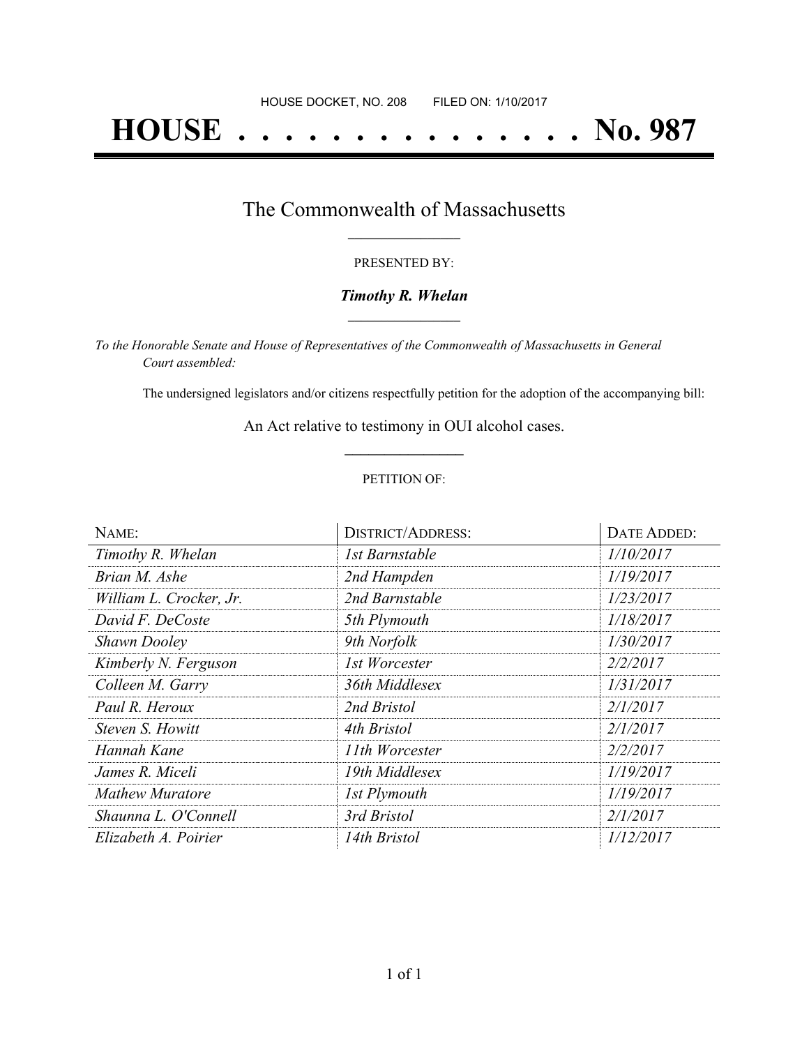HOUSE DOCKET, NO. 208        FILED ON: 1/10/2017

# HOUSE . . . . . . . . . . . . . . . No. 987

## The Commonwealth of Massachusetts

PRESENTED BY:

***Timothy R. Whelan***

*To the Honorable Senate and House of Representatives of the Commonwealth of Massachusetts in General Court assembled:*

The undersigned legislators and/or citizens respectfully petition for the adoption of the accompanying bill:

An Act relative to testimony in OUI alcohol cases.

PETITION OF:

| NAME: | DISTRICT/ADDRESS: | DATE ADDED: |
| --- | --- | --- |
| *Timothy R. Whelan* | *1st Barnstable* | *1/10/2017* |
| *Brian M. Ashe* | *2nd Hampden* | *1/19/2017* |
| *William L. Crocker, Jr.* | *2nd Barnstable* | *1/23/2017* |
| *David F. DeCoste* | *5th Plymouth* | *1/18/2017* |
| *Shawn Dooley* | *9th Norfolk* | *1/30/2017* |
| *Kimberly N. Ferguson* | *1st Worcester* | *2/2/2017* |
| *Colleen M. Garry* | *36th Middlesex* | *1/31/2017* |
| *Paul R. Heroux* | *2nd Bristol* | *2/1/2017* |
| *Steven S. Howitt* | *4th Bristol* | *2/1/2017* |
| *Hannah Kane* | *11th Worcester* | *2/2/2017* |
| *James R. Miceli* | *19th Middlesex* | *1/19/2017* |
| *Mathew Muratore* | *1st Plymouth* | *1/19/2017* |
| *Shaunna L. O'Connell* | *3rd Bristol* | *2/1/2017* |
| *Elizabeth A. Poirier* | *14th Bristol* | *1/12/2017* |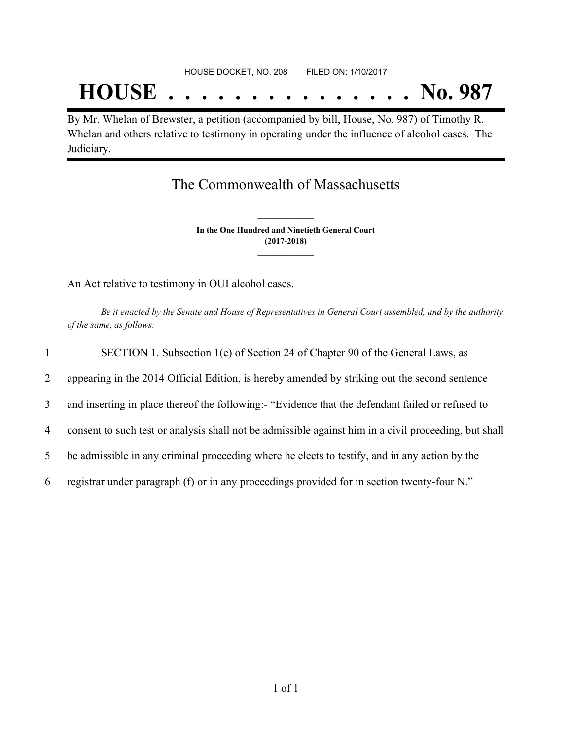HOUSE DOCKET, NO. 208 FILED ON: 1/10/2017

# HOUSE . . . . . . . . . . . . . . . No. 987

By Mr. Whelan of Brewster, a petition (accompanied by bill, House, No. 987) of Timothy R. Whelan and others relative to testimony in operating under the influence of alcohol cases. The Judiciary.

## The Commonwealth of Massachusetts

**In the One Hundred and Ninetieth General Court**
**(2017-2018)**

An Act relative to testimony in OUI alcohol cases.

*Be it enacted by the Senate and House of Representatives in General Court assembled, and by the authority of the same, as follows:*

1 SECTION 1. Subsection 1(e) of Section 24 of Chapter 90 of the General Laws, as
2 appearing in the 2014 Official Edition, is hereby amended by striking out the second sentence
3 and inserting in place thereof the following:- "Evidence that the defendant failed or refused to
4 consent to such test or analysis shall not be admissible against him in a civil proceeding, but shall
5 be admissible in any criminal proceeding where he elects to testify, and in any action by the
6 registrar under paragraph (f) or in any proceedings provided for in section twenty-four N."